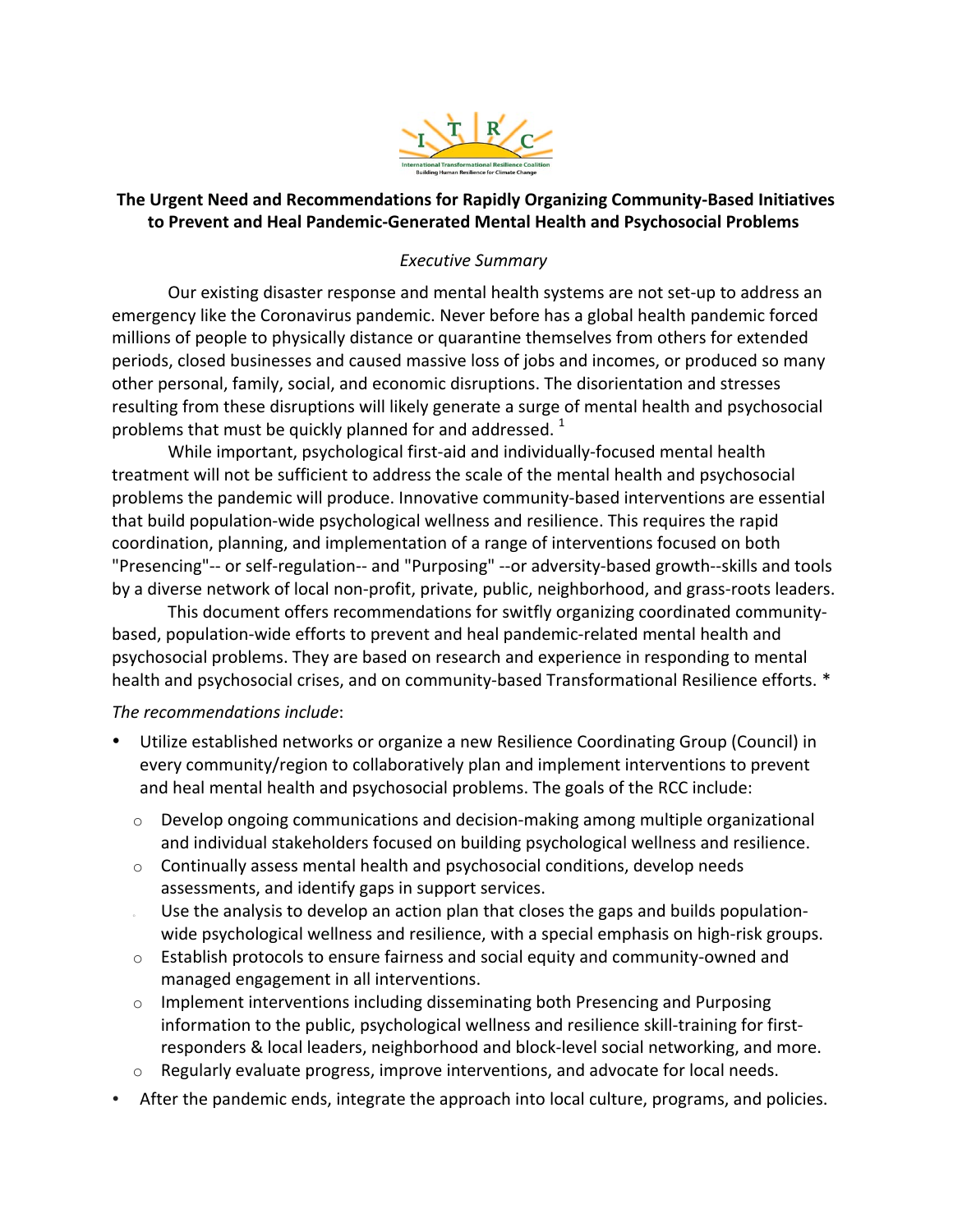International Transformational Resilience Coalition
Building Human Resilience for Climate Change

# The Urgent Need and Recommendations for Rapidly Organizing Community-Based Initiatives to Prevent and Heal Pandemic-Generated Mental Health and Psychosocial Problems

## *Executive Summary*

Our existing disaster response and mental health systems are not set-up to address an emergency like the Coronavirus pandemic. Never before has a global health pandemic forced millions of people to physically distance or quarantine themselves from others for extended periods, closed businesses and caused massive loss of jobs and incomes, or produced so many other personal, family, social, and economic disruptions. The disorientation and stresses resulting from these disruptions will likely generate a surge of mental health and psychosocial problems that must be quickly planned for and addressed. [1]

While important, psychological first-aid and individually-focused mental health treatment will not be sufficient to address the scale of the mental health and psychosocial problems the pandemic will produce. Innovative community-based interventions are essential that build population-wide psychological wellness and resilience. This requires the rapid coordination, planning, and implementation of a range of interventions focused on both "Presencing"-- or self-regulation-- and "Purposing" --or adversity-based growth--skills and tools by a diverse network of local non-profit, private, public, neighborhood, and grass-roots leaders.

This document offers recommendations for switfly organizing coordinated community-based, population-wide efforts to prevent and heal pandemic-related mental health and psychosocial problems. They are based on research and experience in responding to mental health and psychosocial crises, and on community-based Transformational Resilience efforts. *

*The recommendations include*:

- Utilize established networks or organize a new Resilience Coordinating Group (Council) in every community/region to collaboratively plan and implement interventions to prevent and heal mental health and psychosocial problems. The goals of the RCC include:
  - Develop ongoing communications and decision-making among multiple organizational and individual stakeholders focused on building psychological wellness and resilience.
  - Continually assess mental health and psychosocial conditions, develop needs assessments, and identify gaps in support services.
  - Use the analysis to develop an action plan that closes the gaps and builds population-wide psychological wellness and resilience, with a special emphasis on high-risk groups.
  - Establish protocols to ensure fairness and social equity and community-owned and managed engagement in all interventions.
  - Implement interventions including disseminating both Presencing and Purposing information to the public, psychological wellness and resilience skill-training for first-responders & local leaders, neighborhood and block-level social networking, and more.
  - Regularly evaluate progress, improve interventions, and advocate for local needs.
- After the pandemic ends, integrate the approach into local culture, programs, and policies.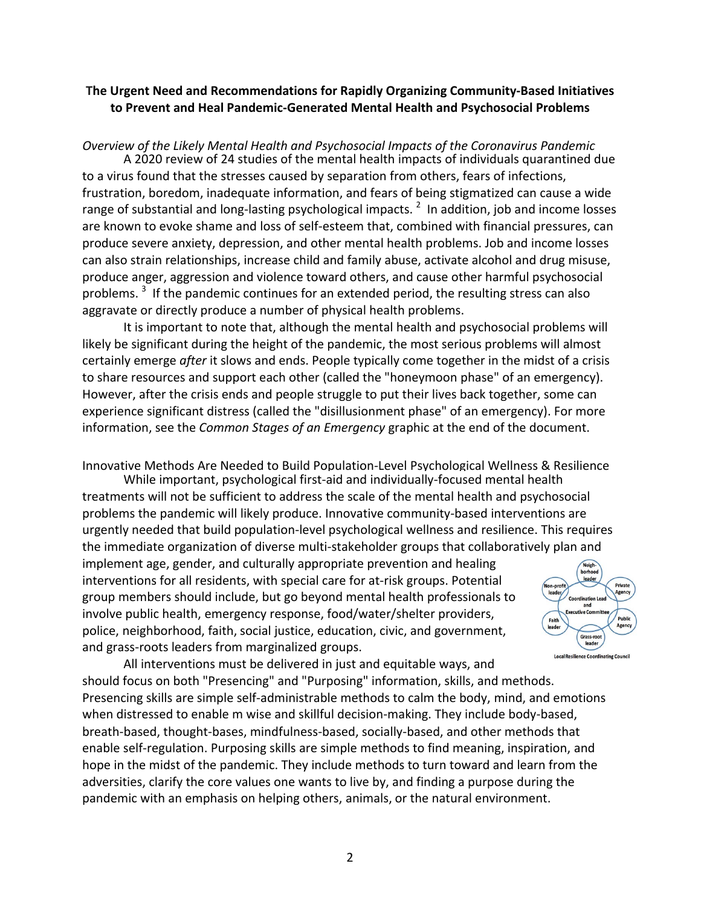## The Urgent Need and Recommendations for Rapidly Organizing Community-Based Initiatives to Prevent and Heal Pandemic-Generated Mental Health and Psychosocial Problems

*Overview of the Likely Mental Health and Psychosocial Impacts of the Coronavirus Pandemic*

A 2020 review of 24 studies of the mental health impacts of individuals quarantined due to a virus found that the stresses caused by separation from others, fears of infections, frustration, boredom, inadequate information, and fears of being stigmatized can cause a wide range of substantial and long-lasting psychological impacts. [2] In addition, job and income losses are known to evoke shame and loss of self-esteem that, combined with financial pressures, can produce severe anxiety, depression, and other mental health problems. Job and income losses can also strain relationships, increase child and family abuse, activate alcohol and drug misuse, produce anger, aggression and violence toward others, and cause other harmful psychosocial problems. [3] If the pandemic continues for an extended period, the resulting stress can also aggravate or directly produce a number of physical health problems.

It is important to note that, although the mental health and psychosocial problems will likely be significant during the height of the pandemic, the most serious problems will almost certainly emerge *after* it slows and ends. People typically come together in the midst of a crisis to share resources and support each other (called the "honeymoon phase" of an emergency). However, after the crisis ends and people struggle to put their lives back together, some can experience significant distress (called the "disillusionment phase" of an emergency). For more information, see the *Common Stages of an Emergency* graphic at the end of the document.

Innovative Methods Are Needed to Build Population-Level Psychological Wellness & Resilience

While important, psychological first-aid and individually-focused mental health treatments will not be sufficient to address the scale of the mental health and psychosocial problems the pandemic will likely produce. Innovative community-based interventions are urgently needed that build population-level psychological wellness and resilience. This requires the immediate organization of diverse multi-stakeholder groups that collaboratively plan and implement age, gender, and culturally appropriate prevention and healing interventions for all residents, with special care for at-risk groups. Potential group members should include, but go beyond mental health professionals to involve public health, emergency response, food/water/shelter providers, police, neighborhood, faith, social justice, education, civic, and government, and grass-roots leaders from marginalized groups.

Local Resilience Coordinating Council

All interventions must be delivered in just and equitable ways, and should focus on both "Presencing" and "Purposing" information, skills, and methods. Presencing skills are simple self-administrable methods to calm the body, mind, and emotions when distressed to enable m wise and skillful decision-making. They include body-based, breath-based, thought-bases, mindfulness-based, socially-based, and other methods that enable self-regulation. Purposing skills are simple methods to find meaning, inspiration, and hope in the midst of the pandemic. They include methods to turn toward and learn from the adversities, clarify the core values one wants to live by, and finding a purpose during the pandemic with an emphasis on helping others, animals, or the natural environment.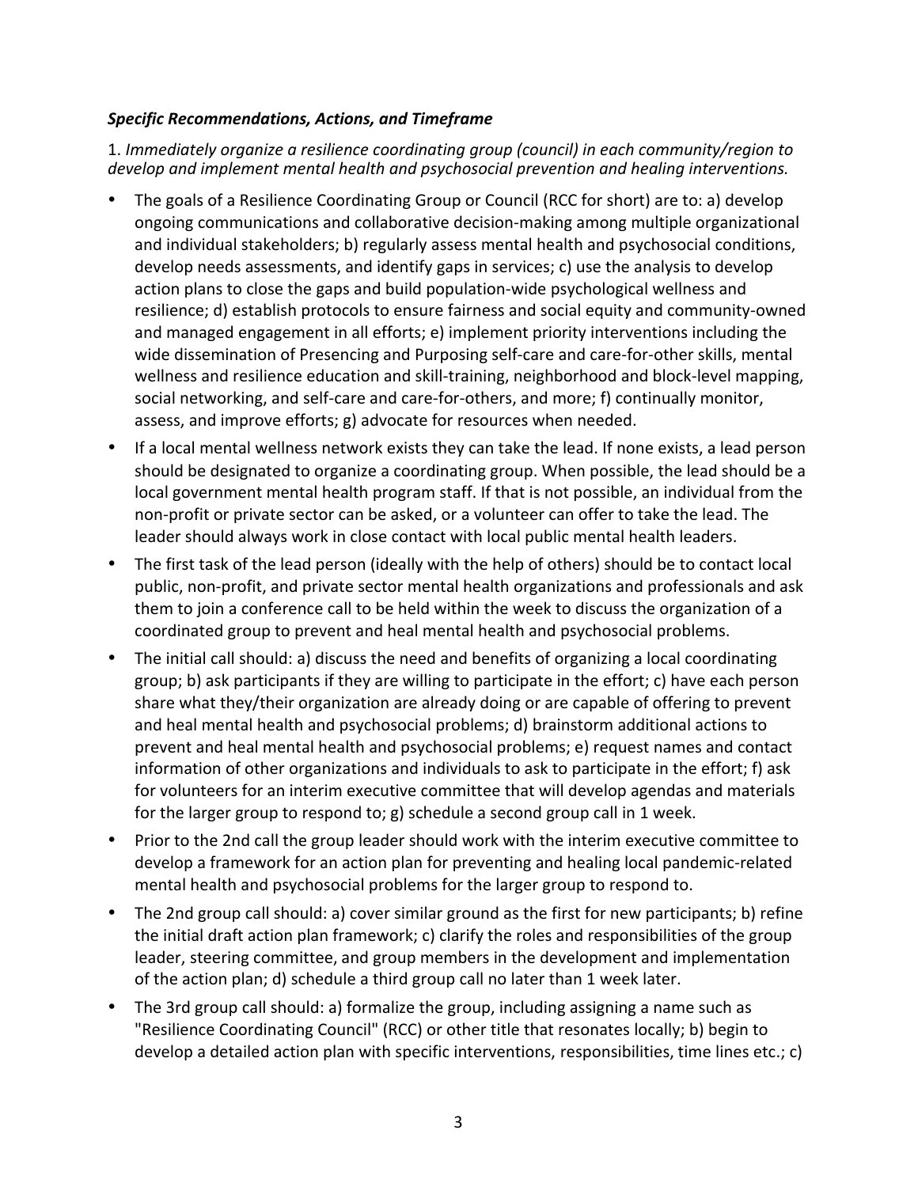***Specific Recommendations, Actions, and Timeframe***

1. *Immediately organize a resilience coordinating group (council) in each community/region to develop and implement mental health and psychosocial prevention and healing interventions.*

- The goals of a Resilience Coordinating Group or Council (RCC for short) are to: a) develop ongoing communications and collaborative decision-making among multiple organizational and individual stakeholders; b) regularly assess mental health and psychosocial conditions, develop needs assessments, and identify gaps in services; c) use the analysis to develop action plans to close the gaps and build population-wide psychological wellness and resilience; d) establish protocols to ensure fairness and social equity and community-owned and managed engagement in all efforts; e) implement priority interventions including the wide dissemination of Presencing and Purposing self-care and care-for-other skills, mental wellness and resilience education and skill-training, neighborhood and block-level mapping, social networking, and self-care and care-for-others, and more; f) continually monitor, assess, and improve efforts; g) advocate for resources when needed.
- If a local mental wellness network exists they can take the lead. If none exists, a lead person should be designated to organize a coordinating group. When possible, the lead should be a local government mental health program staff. If that is not possible, an individual from the non-profit or private sector can be asked, or a volunteer can offer to take the lead. The leader should always work in close contact with local public mental health leaders.
- The first task of the lead person (ideally with the help of others) should be to contact local public, non-profit, and private sector mental health organizations and professionals and ask them to join a conference call to be held within the week to discuss the organization of a coordinated group to prevent and heal mental health and psychosocial problems.
- The initial call should: a) discuss the need and benefits of organizing a local coordinating group; b) ask participants if they are willing to participate in the effort; c) have each person share what they/their organization are already doing or are capable of offering to prevent and heal mental health and psychosocial problems; d) brainstorm additional actions to prevent and heal mental health and psychosocial problems; e) request names and contact information of other organizations and individuals to ask to participate in the effort; f) ask for volunteers for an interim executive committee that will develop agendas and materials for the larger group to respond to; g) schedule a second group call in 1 week.
- Prior to the 2nd call the group leader should work with the interim executive committee to develop a framework for an action plan for preventing and healing local pandemic-related mental health and psychosocial problems for the larger group to respond to.
- The 2nd group call should: a) cover similar ground as the first for new participants; b) refine the initial draft action plan framework; c) clarify the roles and responsibilities of the group leader, steering committee, and group members in the development and implementation of the action plan; d) schedule a third group call no later than 1 week later.
- The 3rd group call should: a) formalize the group, including assigning a name such as "Resilience Coordinating Council" (RCC) or other title that resonates locally; b) begin to develop a detailed action plan with specific interventions, responsibilities, time lines etc.; c)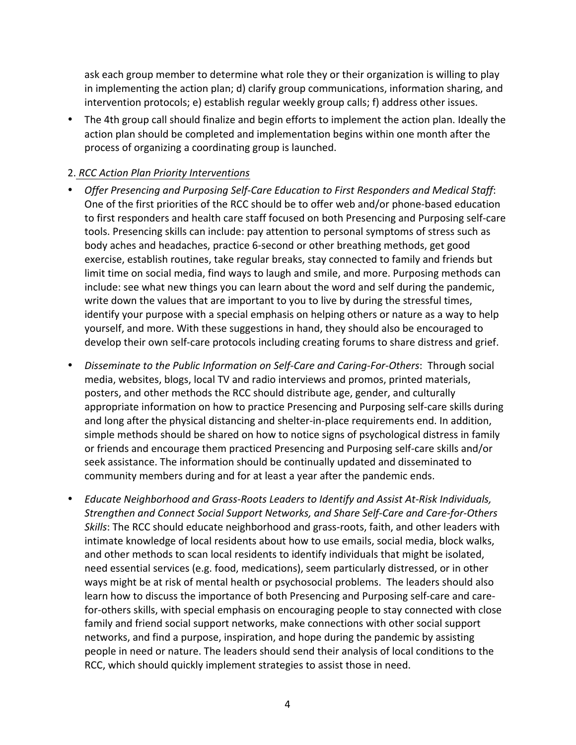ask each group member to determine what role they or their organization is willing to play in implementing the action plan; d) clarify group communications, information sharing, and intervention protocols; e) establish regular weekly group calls; f) address other issues.

- The 4th group call should finalize and begin efforts to implement the action plan. Ideally the action plan should be completed and implementation begins within one month after the process of organizing a coordinating group is launched.

2. _RCC Action Plan Priority Interventions_

- *Offer Presencing and Purposing Self-Care Education to First Responders and Medical Staff*: One of the first priorities of the RCC should be to offer web and/or phone-based education to first responders and health care staff focused on both Presencing and Purposing self-care tools. Presencing skills can include: pay attention to personal symptoms of stress such as body aches and headaches, practice 6-second or other breathing methods, get good exercise, establish routines, take regular breaks, stay connected to family and friends but limit time on social media, find ways to laugh and smile, and more. Purposing methods can include: see what new things you can learn about the word and self during the pandemic, write down the values that are important to you to live by during the stressful times, identify your purpose with a special emphasis on helping others or nature as a way to help yourself, and more. With these suggestions in hand, they should also be encouraged to develop their own self-care protocols including creating forums to share distress and grief.

- *Disseminate to the Public Information on Self-Care and Caring-For-Others*: Through social media, websites, blogs, local TV and radio interviews and promos, printed materials, posters, and other methods the RCC should distribute age, gender, and culturally appropriate information on how to practice Presencing and Purposing self-care skills during and long after the physical distancing and shelter-in-place requirements end. In addition, simple methods should be shared on how to notice signs of psychological distress in family or friends and encourage them practiced Presencing and Purposing self-care skills and/or seek assistance. The information should be continually updated and disseminated to community members during and for at least a year after the pandemic ends.

- *Educate Neighborhood and Grass-Roots Leaders to Identify and Assist At-Risk Individuals, Strengthen and Connect Social Support Networks, and Share Self-Care and Care-for-Others Skills*: The RCC should educate neighborhood and grass-roots, faith, and other leaders with intimate knowledge of local residents about how to use emails, social media, block walks, and other methods to scan local residents to identify individuals that might be isolated, need essential services (e.g. food, medications), seem particularly distressed, or in other ways might be at risk of mental health or psychosocial problems. The leaders should also learn how to discuss the importance of both Presencing and Purposing self-care and care-for-others skills, with special emphasis on encouraging people to stay connected with close family and friend social support networks, make connections with other social support networks, and find a purpose, inspiration, and hope during the pandemic by assisting people in need or nature. The leaders should send their analysis of local conditions to the RCC, which should quickly implement strategies to assist those in need.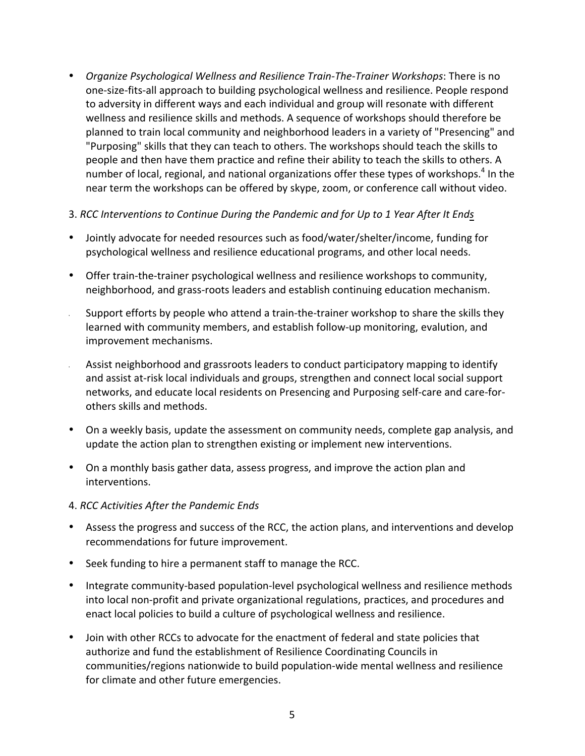- *Organize Psychological Wellness and Resilience Train-The-Trainer Workshops*: There is no one-size-fits-all approach to building psychological wellness and resilience. People respond to adversity in different ways and each individual and group will resonate with different wellness and resilience skills and methods. A sequence of workshops should therefore be planned to train local community and neighborhood leaders in a variety of "Presencing" and "Purposing" skills that they can teach to others. The workshops should teach the skills to people and then have them practice and refine their ability to teach the skills to others. A number of local, regional, and national organizations offer these types of workshops.[4] In the near term the workshops can be offered by skype, zoom, or conference call without video.

3. *RCC Interventions to Continue During the Pandemic and for Up to 1 Year After It Ends*

- Jointly advocate for needed resources such as food/water/shelter/income, funding for psychological wellness and resilience educational programs, and other local needs.
- Offer train-the-trainer psychological wellness and resilience workshops to community, neighborhood, and grass-roots leaders and establish continuing education mechanism.
- Support efforts by people who attend a train-the-trainer workshop to share the skills they learned with community members, and establish follow-up monitoring, evalution, and improvement mechanisms.
- Assist neighborhood and grassroots leaders to conduct participatory mapping to identify and assist at-risk local individuals and groups, strengthen and connect local social support networks, and educate local residents on Presencing and Purposing self-care and care-for-others skills and methods.
- On a weekly basis, update the assessment on community needs, complete gap analysis, and update the action plan to strengthen existing or implement new interventions.
- On a monthly basis gather data, assess progress, and improve the action plan and interventions.

4. *RCC Activities After the Pandemic Ends*

- Assess the progress and success of the RCC, the action plans, and interventions and develop recommendations for future improvement.
- Seek funding to hire a permanent staff to manage the RCC.
- Integrate community-based population-level psychological wellness and resilience methods into local non-profit and private organizational regulations, practices, and procedures and enact local policies to build a culture of psychological wellness and resilience.
- Join with other RCCs to advocate for the enactment of federal and state policies that authorize and fund the establishment of Resilience Coordinating Councils in communities/regions nationwide to build population-wide mental wellness and resilience for climate and other future emergencies.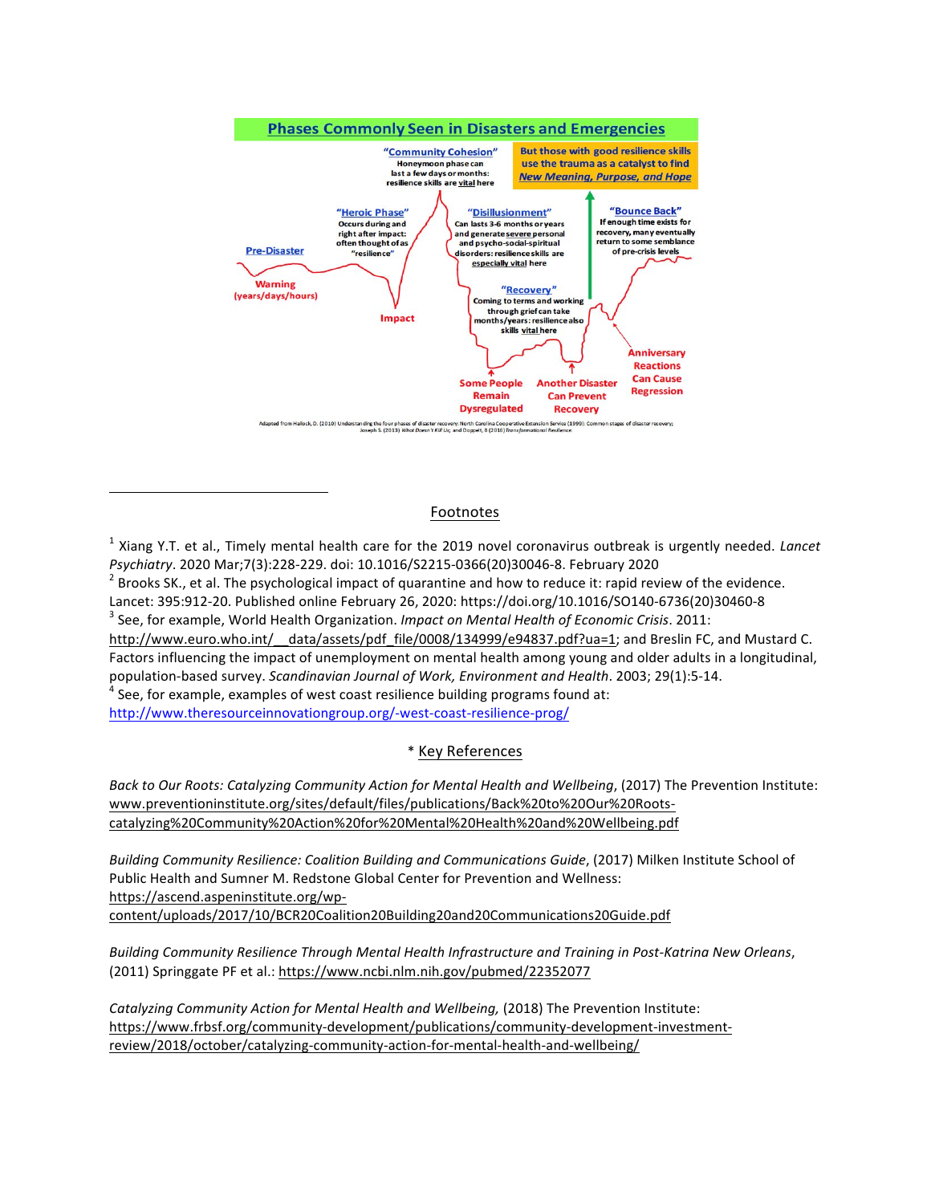## Phases Commonly Seen in Disasters and Emergencies

"**Community Cohesion**"
Honeymoon phase can last a few days or months: resilience skills are vital here

But those with good resilience skills use the trauma as a catalyst to find *New Meaning, Purpose, and Hope*

"**Heroic Phase**"
Occurs during and right after impact: often thought of as "resilience"

"**Disillusionment**"
Can lasts 3-6 months or years and generate severe personal and psycho-social-spiritual disorders: resilience skills are especially vital here

"**Bounce Back**"
If enough time exists for recovery, many eventually return to some semblance of pre-crisis levels

**Pre-Disaster**

**Warning** (years/days/hours)

**Impact**

"**Recovery**"
Coming to terms and working through grief can take months/years: resilience also skills vital here

**Some People Remain Dysregulated**

**Another Disaster Can Prevent Recovery**

**Anniversary Reactions Can Cause Regression**

Adapted from Hallock, D. (2010) Understanding the four phases of disaster recovery: North Carolina Cooperative Extension Service (1999): Common stages of disaster recovery; Joseph S. (2013) *What Doesn't Kill Us*; and Doppelt, B (2016) *Transformational Resilience*.

---

Footnotes

[1] Xiang Y.T. et al., Timely mental health care for the 2019 novel coronavirus outbreak is urgently needed. *Lancet Psychiatry*. 2020 Mar;7(3):228-229. doi: 10.1016/S2215-0366(20)30046-8. February 2020

[2] Brooks SK., et al. The psychological impact of quarantine and how to reduce it: rapid review of the evidence. Lancet: 395:912-20. Published online February 26, 2020: https://doi.org/10.1016/SO140-6736(20)30460-8

[3] See, for example, World Health Organization. *Impact on Mental Health of Economic Crisis*. 2011: http://www.euro.who.int/__data/assets/pdf_file/0008/134999/e94837.pdf?ua=1; and Breslin FC, and Mustard C. Factors influencing the impact of unemployment on mental health among young and older adults in a longitudinal, population-based survey. *Scandinavian Journal of Work, Environment and Health*. 2003; 29(1):5-14.

[4] See, for example, examples of west coast resilience building programs found at: http://www.theresourceinnovationgroup.org/-west-coast-resilience-prog/

\* Key References

*Back to Our Roots: Catalyzing Community Action for Mental Health and Wellbeing*, (2017) The Prevention Institute: www.preventioninstitute.org/sites/default/files/publications/Back%20to%20Our%20Roots-catalyzing%20Community%20Action%20for%20Mental%20Health%20and%20Wellbeing.pdf

*Building Community Resilience: Coalition Building and Communications Guide*, (2017) Milken Institute School of Public Health and Sumner M. Redstone Global Center for Prevention and Wellness: https://ascend.aspeninstitute.org/wp-content/uploads/2017/10/BCR20Coalition20Building20and20Communications20Guide.pdf

*Building Community Resilience Through Mental Health Infrastructure and Training in Post-Katrina New Orleans*, (2011) Springgate PF et al.: https://www.ncbi.nlm.nih.gov/pubmed/22352077

*Catalyzing Community Action for Mental Health and Wellbeing,* (2018) The Prevention Institute: https://www.frbsf.org/community-development/publications/community-development-investment-review/2018/october/catalyzing-community-action-for-mental-health-and-wellbeing/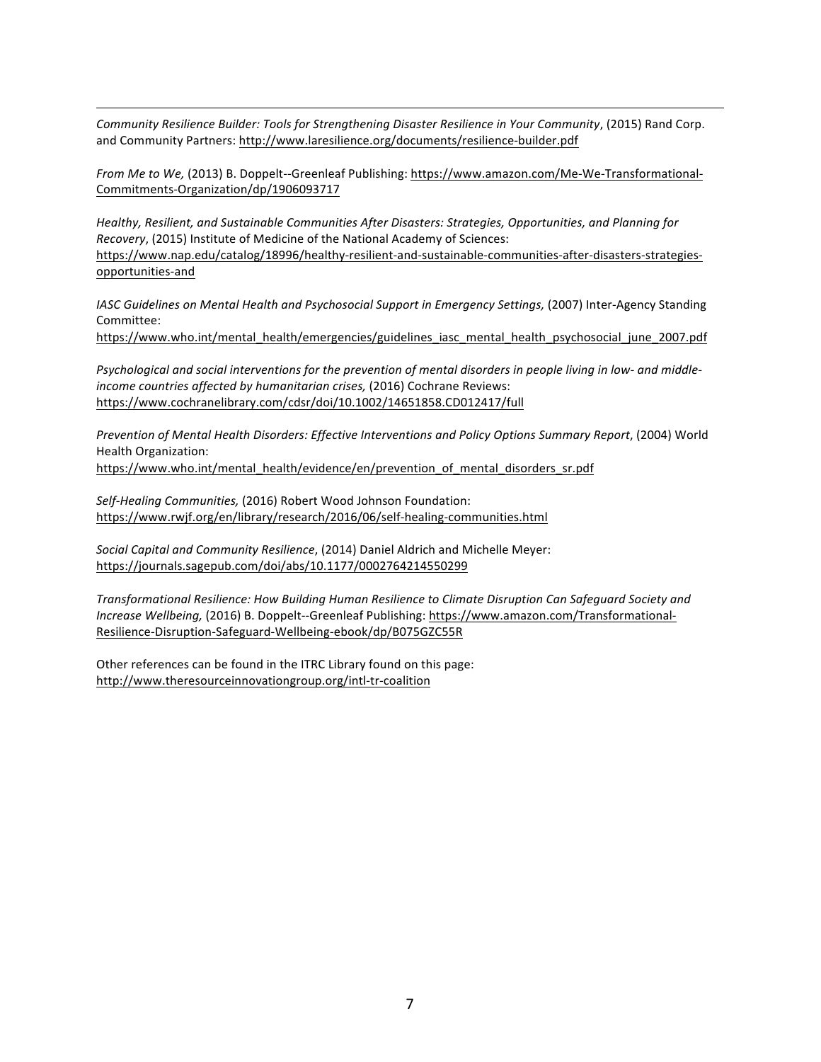*Community Resilience Builder: Tools for Strengthening Disaster Resilience in Your Community*, (2015) Rand Corp. and Community Partners: http://www.laresilience.org/documents/resilience-builder.pdf

*From Me to We,* (2013) B. Doppelt--Greenleaf Publishing: https://www.amazon.com/Me-We-Transformational-Commitments-Organization/dp/1906093717

*Healthy, Resilient, and Sustainable Communities After Disasters: Strategies, Opportunities, and Planning for Recovery*, (2015) Institute of Medicine of the National Academy of Sciences: https://www.nap.edu/catalog/18996/healthy-resilient-and-sustainable-communities-after-disasters-strategies-opportunities-and

*IASC Guidelines on Mental Health and Psychosocial Support in Emergency Settings,* (2007) Inter-Agency Standing Committee: https://www.who.int/mental_health/emergencies/guidelines_iasc_mental_health_psychosocial_june_2007.pdf

*Psychological and social interventions for the prevention of mental disorders in people living in low- and middle-income countries affected by humanitarian crises,* (2016) Cochrane Reviews: https://www.cochranelibrary.com/cdsr/doi/10.1002/14651858.CD012417/full

*Prevention of Mental Health Disorders: Effective Interventions and Policy Options Summary Report*, (2004) World Health Organization: https://www.who.int/mental_health/evidence/en/prevention_of_mental_disorders_sr.pdf

*Self-Healing Communities,* (2016) Robert Wood Johnson Foundation: https://www.rwjf.org/en/library/research/2016/06/self-healing-communities.html

*Social Capital and Community Resilience*, (2014) Daniel Aldrich and Michelle Meyer: https://journals.sagepub.com/doi/abs/10.1177/0002764214550299

*Transformational Resilience: How Building Human Resilience to Climate Disruption Can Safeguard Society and Increase Wellbeing,* (2016) B. Doppelt--Greenleaf Publishing: https://www.amazon.com/Transformational-Resilience-Disruption-Safeguard-Wellbeing-ebook/dp/B075GZC55R

Other references can be found in the ITRC Library found on this page: http://www.theresourceinnovationgroup.org/intl-tr-coalition